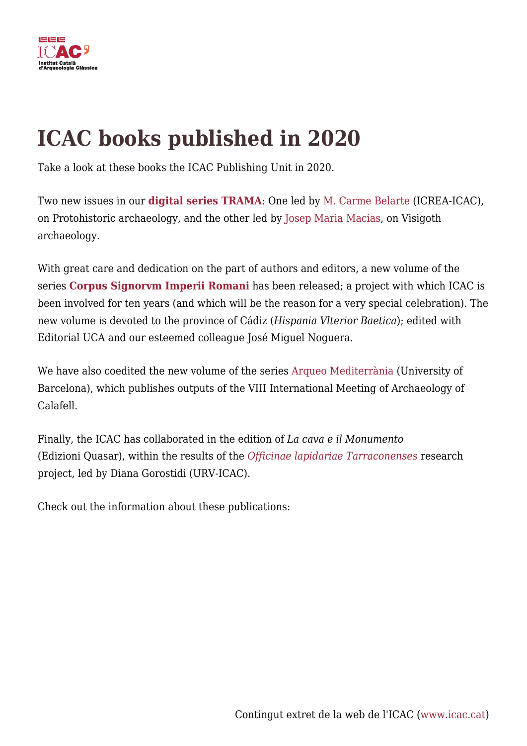# ICAC books published in 2020

Take a look at these books the ICAC Publishing Unit in 2020.

Two new issues in our **digital series TRAMA**: One led by M. Carme Belarte (ICREA-ICAC), on Protohistoric archaeology, and the other led by Josep Maria Macias, on Visigoth archaeology.

With great care and dedication on the part of authors and editors, a new volume of the series **Corpus Signorvm Imperii Romani** has been released; a project with which ICAC is been involved for ten years (and which will be the reason for a very special celebration). The new volume is devoted to the province of Cádiz (*Hispania Vlterior Baetica*); edited with Editorial UCA and our esteemed colleague José Miguel Noguera.

We have also coedited the new volume of the series Arqueo Mediterrània (University of Barcelona), which publishes outputs of the VIII International Meeting of Archaeology of Calafell.

Finally, the ICAC has collaborated in the edition of *La cava e il Monumento* (Edizioni Quasar), within the results of the *Officinae lapidariae Tarraconenses* research project, led by Diana Gorostidi (URV-ICAC).

Check out the information about these publications: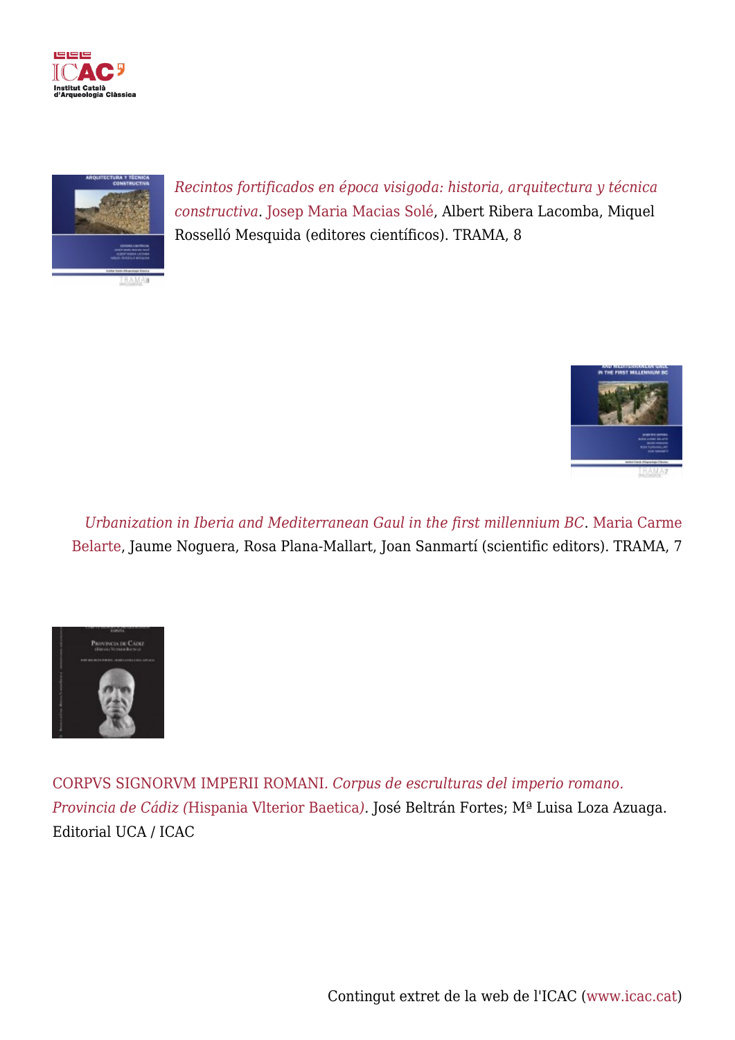*Recintos fortificados en época visigoda: historia, arquitectura y técnica constructiva*. Josep Maria Macias Solé, Albert Ribera Lacomba, Miquel Rosselló Mesquida (editores científicos). TRAMA, 8

*Urbanization in Iberia and Mediterranean Gaul in the first millennium BC*. Maria Carme Belarte, Jaume Noguera, Rosa Plana-Mallart, Joan Sanmartí (scientific editors). TRAMA, 7

CORPVS SIGNORVM IMPERII ROMANI. *Corpus de escrulturas del imperio romano. Provincia de Cádiz (*Hispania Vlterior Baetica*)*. José Beltrán Fortes; Mª Luisa Loza Azuaga. Editorial UCA / ICAC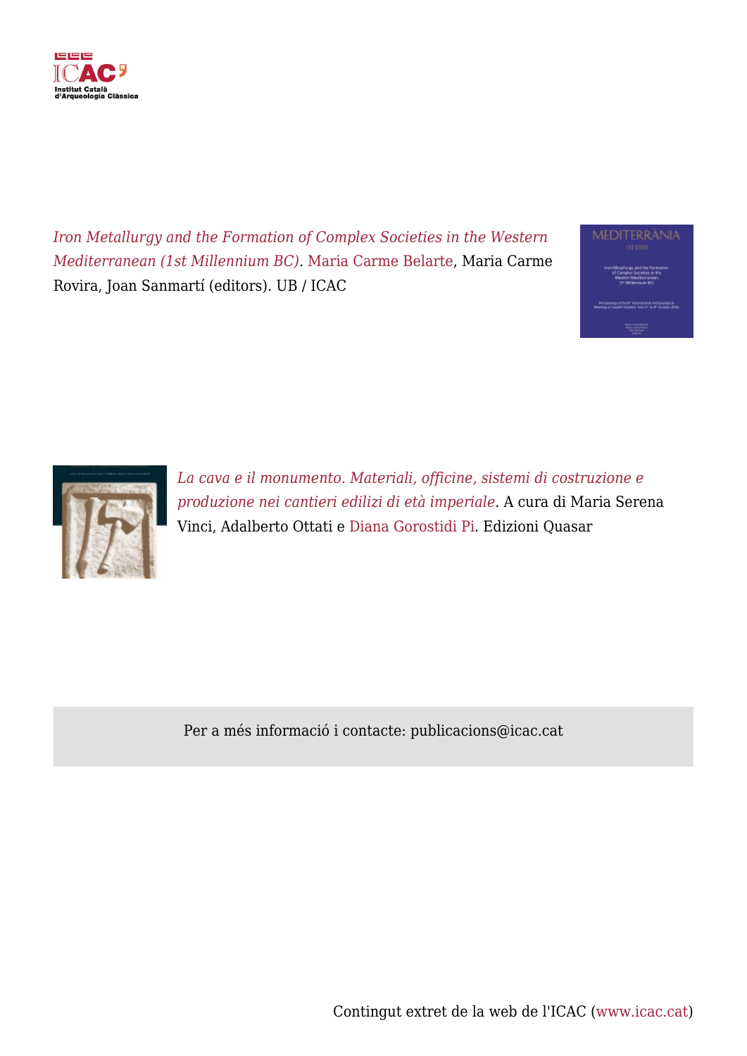*Iron Metallurgy and the Formation of Complex Societies in the Western Mediterranean (1st Millennium BC)*. Maria Carme Belarte, Maria Carme Rovira, Joan Sanmartí (editors). UB / ICAC

*La cava e il monumento. Materiali, officine, sistemi di costruzione e produzione nei cantieri edilizi di età imperiale*. A cura di Maria Serena Vinci, Adalberto Ottati e Diana Gorostidi Pi. Edizioni Quasar

Per a més informació i contacte: publicacions@icac.cat

Contingut extret de la web de l'ICAC (www.icac.cat)